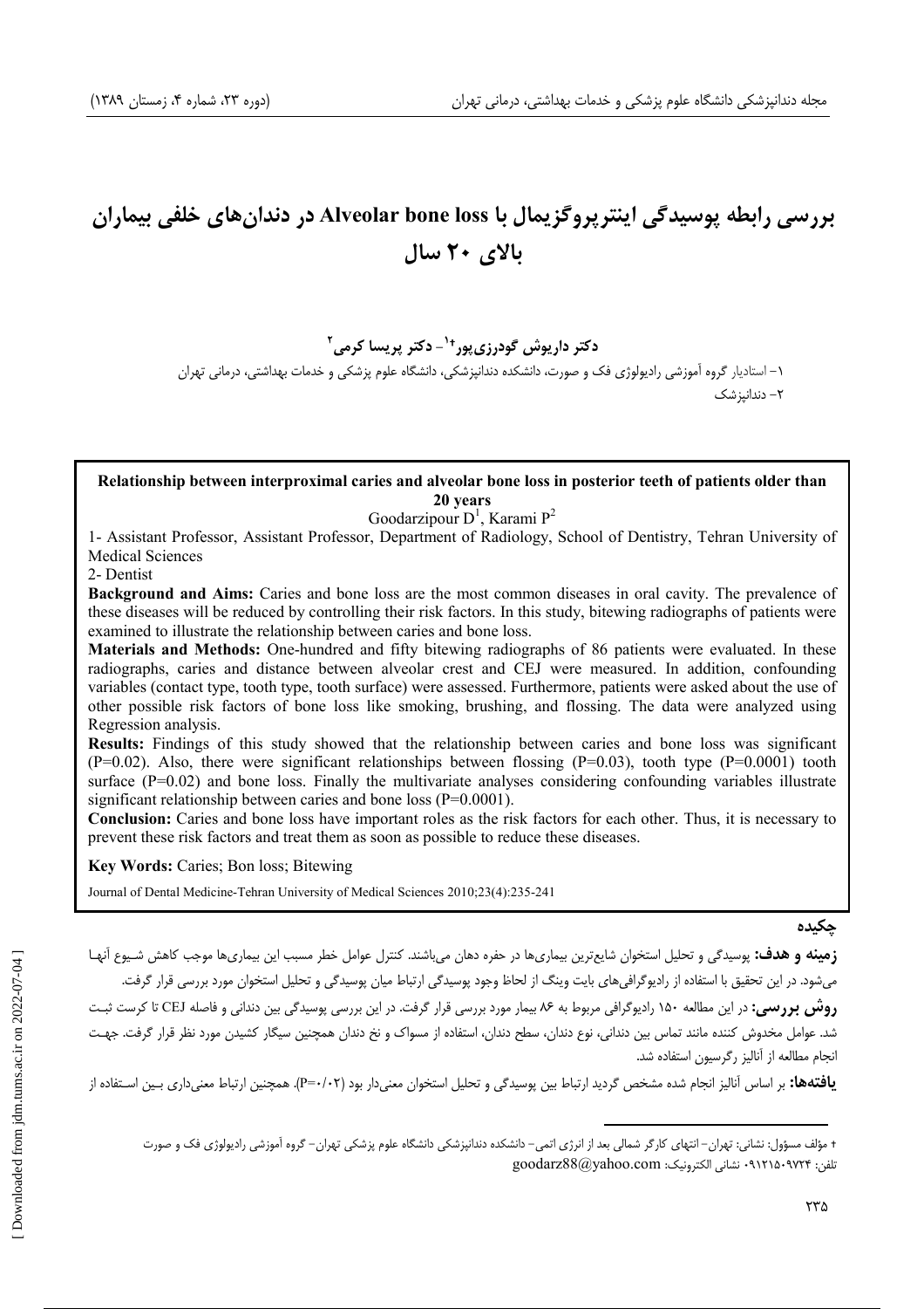# بررسی رابطه پوسیدگی اینترپروگزیمال با Alveolar bone loss در دندان‌های خلفی بیماران بالای ۲۰ سال

**دکتر داریوش گودرزی‌پور[+1] - دکتر پریسا کرمی[2]**

۱- استادیار گروه آموزشی رادیولوژی فک و صورت، دانشکده دندانپزشکی، دانشگاه علوم پزشکی و خدمات بهداشتی، درمانی تهران

۲- دندانپزشک

---

**Relationship between interproximal caries and alveolar bone loss in posterior teeth of patients older than 20 years**

Goodarzipour D[1], Karami P[2]

1- Assistant Professor, Assistant Professor, Department of Radiology, School of Dentistry, Tehran University of Medical Sciences

2- Dentist

**Background and Aims:** Caries and bone loss are the most common diseases in oral cavity. The prevalence of these diseases will be reduced by controlling their risk factors. In this study, bitewing radiographs of patients were examined to illustrate the relationship between caries and bone loss.

**Materials and Methods:** One-hundred and fifty bitewing radiographs of 86 patients were evaluated. In these radiographs, caries and distance between alveolar crest and CEJ were measured. In addition, confounding variables (contact type, tooth type, tooth surface) were assessed. Furthermore, patients were asked about the use of other possible risk factors of bone loss like smoking, brushing, and flossing. The data were analyzed using Regression analysis.

**Results:** Findings of this study showed that the relationship between caries and bone loss was significant (P=0.02). Also, there were significant relationships between flossing (P=0.03), tooth type (P=0.0001) tooth surface (P=0.02) and bone loss. Finally the multivariate analyses considering confounding variables illustrate significant relationship between caries and bone loss (P=0.0001).

**Conclusion:** Caries and bone loss have important roles as the risk factors for each other. Thus, it is necessary to prevent these risk factors and treat them as soon as possible to reduce these diseases.

**Key Words:** Caries; Bon loss; Bitewing

Journal of Dental Medicine-Tehran University of Medical Sciences 2010;23(4):235-241

---

## چکیده

**زمینه و هدف:** پوسیدگی و تحلیل استخوان شایع‌ترین بیماری‌ها در حفره دهان می‌باشند. کنترل عوامل خطر مسبب این بیماری‌ها موجب کاهش شیوع آنها می‌شود. در این تحقیق با استفاده از رادیوگرافی‌های بایت وینگ از لحاظ وجود پوسیدگی ارتباط میان پوسیدگی و تحلیل استخوان مورد بررسی قرار گرفت.

**روش بررسی:** در این مطالعه ۱۵۰ رادیوگرافی مربوط به ۸۶ بیمار مورد بررسی قرار گرفت. در این بررسی پوسیدگی بین دندانی و فاصله CEJ تا کرست ثبت شد. عوامل مخدوش کننده مانند تماس بین دندانی، نوع دندان، سطح دندان، استفاده از مسواک و نخ دندان همچنین سیگار کشیدن مورد نظر قرار گرفت. جهت انجام مطالعه از آنالیز رگرسیون استفاده شد.

**یافته‌ها:** بر اساس آنالیز انجام شده مشخص گردید ارتباط بین پوسیدگی و تحلیل استخوان معنی‌دار بود (P=۰/۰۲). همچنین ارتباط معنی‌داری بین استفاده از

---

+ مؤلف مسؤول: نشانی: تهران- انتهای کارگر شمالی بعد از انرژی اتمی- دانشکده دندانپزشکی دانشگاه علوم پزشکی تهران- گروه آموزشی رادیولوژی فک و صورت
تلفن: ۰۹۱۲۱۵۰۹۷۲۴ نشانی الکترونیک: goodarz88@yahoo.com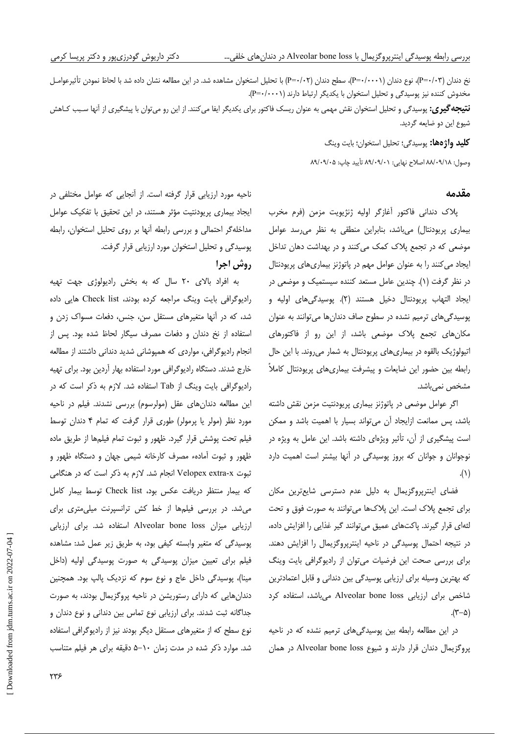نخ دندان (P=۰/۰۳)، نوع دندان (P=۰/۰۰۰۱)، سطح دندان (P=۰/۰۲) با تحلیل استخوان مشاهده شد. در این مطالعه نشان داده شد با لحاظ نمودن تأثیرعوامل مخدوش کننده نیز پوسیدگی و تحلیل استخوان با یکدیگر ارتباط دارند (P=۰/۰۰۰۱).

**نتیجه‌گیری:** پوسیدگی و تحلیل استخوان نقش مهمی به عنوان ریسک فاکتور برای یکدیگر ایفا می‌کنند. از این رو می‌توان با پیشگیری از آنها سبب کاهش شیوع این دو ضایعه گردید.

**کلید واژه‌ها:** پوسیدگی؛ تحلیل استخوان؛ بایت وینگ

وصول: ۸۸/۰۹/۱۸ اصلاح نهایی: ۸۹/۰۹/۰۱ تأیید چاپ: ۸۹/۰۹/۰۵

## مقدمه

پلاک دندانی فاکتور آغازگر اولیه ژنژیویت مزمن (فرم مخرب بیماری پریودنتال) می‌باشد، بنابراین منطقی به نظر می‌رسد عوامل موضعی که در تجمع پلاک کمک می‌کنند و در بهداشت دهان تداخل ایجاد می‌کنند را به عنوان عوامل مهم در پاتوژنز بیماری‌های پریودنتال در نظر گرفت (۱). چندین عامل مستعد کننده سیستمیک و موضعی در ایجاد التهاب پریودنتال دخیل هستند (۲). پوسیدگی‌های اولیه و پوسیدگی‌های ترمیم نشده در سطوح صاف دندان‌ها می‌توانند به عنوان مکان‌های تجمع پلاک موضعی باشد، از این رو از فاکتورهای اتیولوژیک بالقوه در بیماری‌های پریودنتال به شمار می‌روند. با این حال رابطه بین حضور این ضایعات و پیشرفت بیماری‌های پریودنتال کاملاً مشخص نمی‌باشد.

اگر عوامل موضعی در پاتوژنز بیماری پریودنتیت مزمن نقش داشته باشد، پس ممانعت ازایجاد آن می‌تواند بسیار با اهمیت باشد و ممکن است پیشگیری از آن، تأثیر ویژه‌ای داشته باشد. این عامل به ویژه در نوجوانان و جوانان که بروز پوسیدگی در آنها بیشتر است اهمیت دارد (۱).

فضای اینترپروگزیمال به دلیل عدم دسترسی شایع‌ترین مکان برای تجمع پلاک است. این پلاک‌ها می‌توانند به صورت فوق و تحت لثه‌ای قرار گیرند. پاکت‌های عمیق می‌توانند گیر غذایی را افزایش داده، در نتیجه احتمال پوسیدگی در ناحیه اینترپروگزیمال را افزایش دهند. برای بررسی صحت این فرضیات می‌توان از رادیوگرافی بایت وینگ که بهترین وسیله برای ارزیابی پوسیدگی بین دندانی و قابل اعتمادترین شاخص برای ارزیابی Alveolar bone loss می‌باشد، استفاده کرد (۳-۵).

در این مطالعه رابطه بین پوسیدگی‌های ترمیم نشده که در ناحیه پروگزیمال دندان قرار دارند و شیوع Alveolar bone loss در همان ناحیه مورد ارزیابی قرار گرفته است. از آنجایی که عوامل مختلفی در ایجاد بیماری پریودنتیت مؤثر هستند، در این تحقیق با تفکیک عوامل مداخله‌گر احتمالی و بررسی رابطه آنها بر روی تحلیل استخوان، رابطه پوسیدگی و تحلیل استخوان مورد ارزیابی قرار گرفت.

## روش اجرا

به افراد بالای ۲۰ سال که به بخش رادیولوژی جهت تهیه رادیوگرافی بایت وینگ مراجعه کرده بودند، Check list هایی داده شد، که در آنها متغیرهای مستقل سن، جنس، دفعات مسواک زدن و استفاده از نخ دندان و دفعات مصرف سیگار لحاظ شده بود. پس از انجام رادیوگرافی، مواردی که همپوشانی شدید دندانی داشتند از مطالعه خارج شدند. دستگاه رادیوگرافی مورد استفاده بهار آردین بود. برای تهیه رادیوگرافی بایت وینگ از Tab استفاده شد. لازم به ذکر است که در این مطالعه دندان‌های عقل (مولرسوم) بررسی نشدند. فیلم در ناحیه مورد نظر (مولر یا پرمولر) طوری قرار گرفت که تمام ۴ دندان توسط فیلم تحت پوشش قرار گیرد. ظهور و ثبوت تمام فیلم‌ها از طریق ماده ظهور و ثبوت آماده، مصرف کارخانه شیمی جهان و دستگاه ظهور و ثبوت Velopex extra-x انجام شد. لازم به ذکر است که در هنگامی که بیمار منتظر دریافت عکس بود، Check list توسط بیمار کامل می‌شد. در بررسی فیلم‌ها از خط کش ترانسپرنت میلی‌متری برای ارزیابی میزان Alveolar bone loss استفاده شد. برای ارزیابی پوسیدگی که متغیر وابسته کیفی بود، به طریق زیر عمل شد: مشاهده فیلم برای تعیین میزان پوسیدگی به صورت پوسیدگی اولیه (داخل مینا)، پوسیدگی داخل عاج و نوع سوم که نزدیک پالپ بود. همچنین دندان‌هایی که دارای رستوریشن در ناحیه پروگزیمال بودند، به صورت جداگانه ثبت شدند. برای ارزیابی نوع تماس بین دندانی و نوع دندان و نوع سطح که از متغیرهای مستقل دیگر بودند نیز از رادیوگرافی استفاده شد. موارد ذکر شده در مدت زمان ۱۰-۵ دقیقه برای هر فیلم متناسب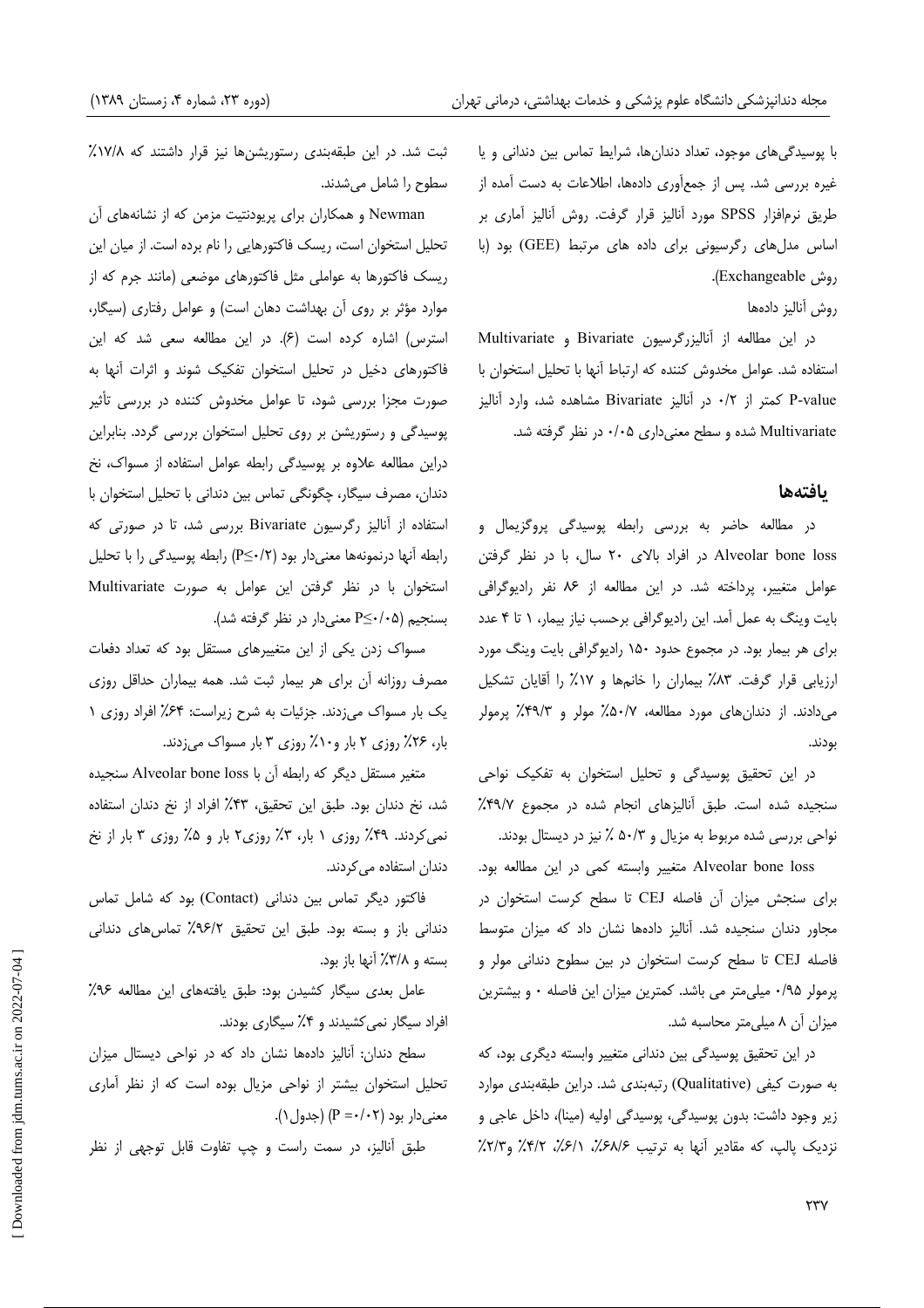با پوسیدگی‌های موجود، تعداد دندان‌ها، شرایط تماس بین دندانی و یا غیره بررسی شد. پس از جمع‌آوری داده‌ها، اطلاعات به دست آمده از طریق نرم‌افزار SPSS مورد آنالیز قرار گرفت. روش آنالیز آماری بر اساس مدل‌های رگرسیونی برای داده های مرتبط (GEE) بود (با روش Exchangeable).

روش آنالیز داده‌ها

در این مطالعه از آنالیزرگرسیون Bivariate و Multivariate استفاده شد. عوامل مخدوش کننده که ارتباط آنها با تحلیل استخوان با P-value کمتر از ۰/۲ در آنالیز Bivariate مشاهده شد، وارد آنالیز Multivariate شده و سطح معنی‌داری ۰/۰۵ در نظر گرفته شد.

## یافته‌ها

در مطالعه حاضر به بررسی رابطه پوسیدگی پروگزیمال و Alveolar bone loss در افراد بالای ۲۰ سال، با در نظر گرفتن عوامل متغییر، پرداخته شد. در این مطالعه از ۸۶ نفر رادیوگرافی بایت وینگ به عمل آمد. این رادیوگرافی برحسب نیاز بیمار، ۱ تا ۴ عدد برای هر بیمار بود. در مجموع حدود ۱۵۰ رادیوگرافی بایت وینگ مورد ارزیابی قرار گرفت. ۸۳٪ بیماران را خانم‌ها و ۱۷٪ را آقایان تشکیل می‌دادند. از دندان‌های مورد مطالعه، ۵۰/۷٪ مولر و ۴۹/۳٪ پرمولر بودند.

در این تحقیق پوسیدگی و تحلیل استخوان به تفکیک نواحی سنجیده شده است. طبق آنالیزهای انجام شده در مجموع ۴۹/۷٪ نواحی بررسی شده مربوط به مزیال و ۵۰/۳ ٪ نیز در دیستال بودند.

Alveolar bone loss متغییر وابسته کمی در این مطالعه بود. برای سنجش میزان آن فاصله CEJ تا سطح کرست استخوان در مجاور دندان سنجیده شد. آنالیز داده‌ها نشان داد که میزان متوسط فاصله CEJ تا سطح کرست استخوان در بین سطوح دندانی مولر و پرمولر ۰/۹۵ میلی‌متر می باشد. کمترین میزان این فاصله ۰ و بیشترین میزان آن ۸ میلی‌متر محاسبه شد.

در این تحقیق پوسیدگی بین دندانی متغییر وابسته دیگری بود، که به صورت کیفی (Qualitative) رتبه‌بندی شد. دراین طبقه‌بندی موارد زیر وجود داشت: بدون پوسیدگی، پوسیدگی اولیه (مینا)، داخل عاجی و نزدیک پالپ، که مقادیر آنها به ترتیب ۶۸/۶٪، ۱۶/۱٪، ۴/۲٪ و۲/۳٪ ثبت شد. در این طبقه‌بندی رستوریشن‌ها نیز قرار داشتند که ۱۷/۸٪ سطوح را شامل می‌شدند.

Newman و همکاران برای پریودنتیت مزمن که از نشانه‌های آن تحلیل استخوان است، ریسک فاکتورهایی را نام برده است. از میان این ریسک فاکتورها به عواملی مثل فاکتورهای موضعی (مانند جرم که از موارد مؤثر بر روی آن بهداشت دهان است) و عوامل رفتاری (سیگار، استرس) اشاره کرده است (۶). در این مطالعه سعی شد که این فاکتورهای دخیل در تحلیل استخوان تفکیک شوند و اثرات آنها به صورت مجزا بررسی شود، تا عوامل مخدوش کننده در بررسی تأثیر پوسیدگی و رستوریشن بر روی تحلیل استخوان بررسی گردد. بنابراین دراین مطالعه علاوه بر پوسیدگی رابطه عوامل استفاده از مسواک، نخ دندان، مصرف سیگار، چگونگی تماس بین دندانی با تحلیل استخوان با استفاده از آنالیز رگرسیون Bivariate بررسی شد، تا در صورتی که رابطه آنها درنمونه‌ها معنی‌دار بود (P≤۰/۲) رابطه پوسیدگی را با تحلیل استخوان با در نظر گرفتن این عوامل به صورت Multivariate بسنجیم (P≤۰/۰۵ معنی‌دار در نظر گرفته شد).

مسواک زدن یکی از این متغییرهای مستقل بود که تعداد دفعات مصرف روزانه آن برای هر بیمار ثبت شد. همه بیماران حداقل روزی یک بار مسواک می‌زدند. جزئیات به شرح زیراست: ۶۴٪ افراد روزی ۱ بار، ۲۶٪ روزی ۲ بار و۱۰٪ روزی ۳ بار مسواک می‌زدند.

متغیر مستقل دیگر که رابطه آن با Alveolar bone loss سنجیده شد، نخ دندان بود. طبق این تحقیق، ۴۳٪ افراد از نخ دندان استفاده نمی‌کردند. ۴۹٪ روزی ۱ بار، ۳٪ روزی۲ بار و ۵٪ روزی ۳ بار از نخ دندان استفاده می‌کردند.

فاکتور دیگر تماس بین دندانی (Contact) بود که شامل تماس دندانی باز و بسته بود. طبق این تحقیق ۹۶/۲٪ تماس‌های دندانی بسته و ۳/۸٪ آنها باز بود.

عامل بعدی سیگار کشیدن بود: طبق یافته‌های این مطالعه ۹۶٪ افراد سیگار نمی‌کشیدند و ۴٪ سیگاری بودند.

سطح دندان: آنالیز داده‌ها نشان داد که در نواحی دیستال میزان تحلیل استخوان بیشتر از نواحی مزیال بوده است که از نظر آماری معنی‌دار بود (P =۰/۰۲) (جدول۱).

طبق آنالیز، در سمت راست و چپ تفاوت قابل توجهی از نظر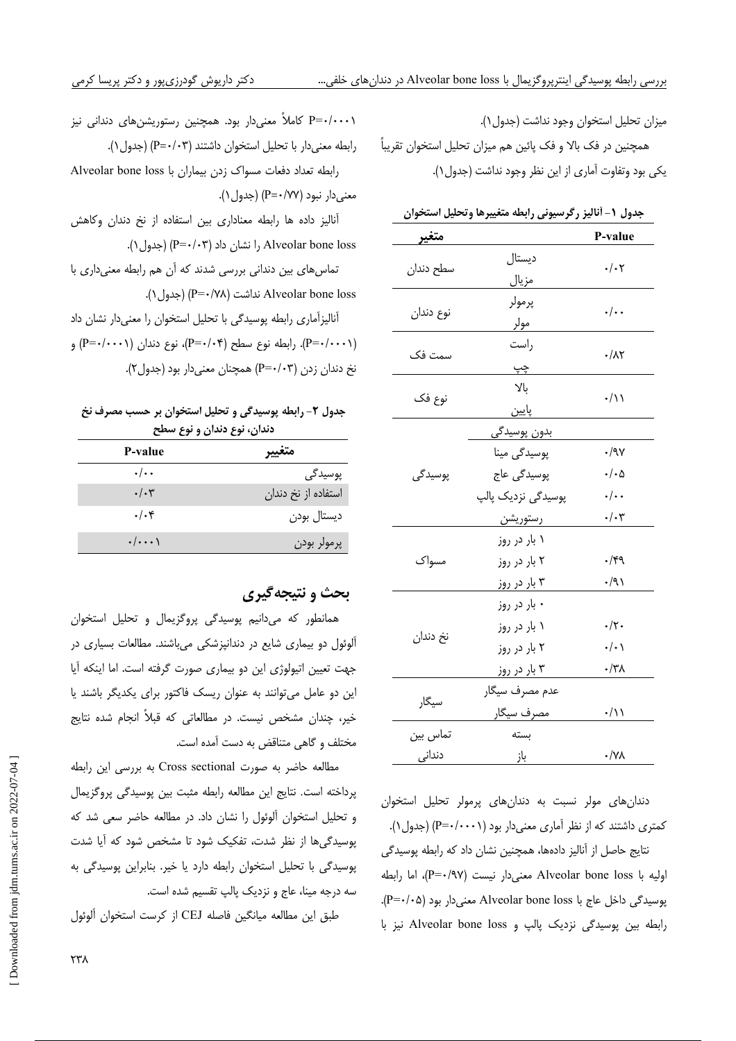میزان تحلیل استخوان وجود نداشت (جدول۱).

همچنین در فک بالا و فک پائین هم میزان تحلیل استخوان تقریباً یکی بود وتفاوت آماری از این نظر وجود نداشت (جدول۱).

**جدول ۱- آنالیز رگرسیونی رابطه متغییرها وتحلیل استخوان**

| متغیر | | P-value |
|---|---|---|
| سطح دندان | دیستال | |
| | مزیال | ۰/۰۲ |
| نوع دندان | پرمولر | |
| | مولر | ۰/۰۰ |
| سمت فک | راست | |
| | چپ | ۰/۸۲ |
| نوع فک | بالا | |
| | پایین | ۰/۱۱ |
| پوسیدگی | بدون پوسیدگی | |
| | پوسیدگی مینا | ۰/۹۷ |
| | پوسیدگی عاج | ۰/۰۵ |
| | پوسیدگی نزدیک پالپ | ۰/۰۰ |
| | رستوریشن | ۰/۰۳ |
| مسواک | ۱ بار در روز | |
| | ۲ بار در روز | ۰/۴۹ |
| | ۳ بار در روز | ۰/۹۱ |
| نخ دندان | ۰ بار در روز | |
| | ۱ بار در روز | ۰/۲۰ |
| | ۲ بار در روز | ۰/۰۱ |
| | ۳ بار در روز | ۰/۳۸ |
| سیگار | عدم مصرف سیگار | |
| | مصرف سیگار | ۰/۱۱ |
| تماس بین دندانی | بسته | |
| | باز | ۰/۷۸ |

دندان‌های مولر نسبت به دندان‌های پرمولر تحلیل استخوان کمتری داشتند که از نظر آماری معنی‌دار بود (P=۰/۰۰۰۱) (جدول۱).

نتایج حاصل از آنالیز داده‌ها، همچنین نشان داد که رابطه پوسیدگی اولیه با Alveolar bone loss معنی‌دار نیست (P=۰/۹۷)، اما رابطه پوسیدگی داخل عاج با Alveolar bone loss معنی‌دار بود (P=۰/۰۵). رابطه بین پوسیدگی نزدیک پالپ و Alveolar bone loss نیز با P=۰/۰۰۰۱ کاملاً معنی‌دار بود. همچنین رستوریشن‌های دندانی نیز رابطه معنی‌دار با تحلیل استخوان داشتند (P=۰/۰۳) (جدول۱).

رابطه تعداد دفعات مسواک زدن بیماران با Alveolar bone loss معنی‌دار نبود (P=۰/۷۷) (جدول۱).

آنالیز داده ها رابطه معناداری بین استفاده از نخ دندان وکاهش Alveolar bone loss را نشان داد (P=۰/۰۳) (جدول۱).

تماس‌های بین دندانی بررسی شدند که آن هم رابطه معنی‌داری با Alveolar bone loss نداشت (P=۰/۷۸) (جدول۱).

آنالیزآماری رابطه پوسیدگی با تحلیل استخوان را معنی‌دار نشان داد (P=۰/۰۰۰۱). رابطه نوع سطح (P=۰/۰۴)، نوع دندان (P=۰/۰۰۰۱) و نخ دندان زدن (P=۰/۰۳) همچنان معنی‌دار بود (جدول۲).

**جدول ۲- رابطه پوسیدگی و تحلیل استخوان بر حسب مصرف نخ دندان، نوع دندان و نوع سطح**

| متغییر | P-value |
|---|---|
| پوسیدگی | ۰/۰۰ |
| استفاده از نخ دندان | ۰/۰۳ |
| دیستال بودن | ۰/۰۴ |
| پرمولر بودن | ۰/۰۰۰۱ |

## بحث و نتیجه‌گیری

همانطور که می‌دانیم پوسیدگی پروگزیمال و تحلیل استخوان آلوئول دو بیماری شایع در دندانپزشکی می‌باشند. مطالعات بسیاری در جهت تعیین اتیولوژی این دو بیماری صورت گرفته است. اما اینکه آیا این دو عامل می‌توانند به عنوان ریسک فاکتور برای یکدیگر باشند یا خیر، چندان مشخص نیست. در مطالعاتی که قبلاً انجام شده نتایج مختلف و گاهی متناقض به دست آمده است.

مطالعه حاضر به صورت Cross sectional به بررسی این رابطه پرداخته است. نتایج این مطالعه رابطه مثبت بین پوسیدگی پروگزیمال و تحلیل استخوان آلوئول را نشان داد. در مطالعه حاضر سعی شد که پوسیدگی‌ها از نظر شدت، تفکیک شود تا مشخص شود که آیا شدت پوسیدگی با تحلیل استخوان رابطه دارد یا خیر. بنابراین پوسیدگی به سه درجه مینا، عاج و نزدیک پالپ تقسیم شده است.

طبق این مطالعه میانگین فاصله CEJ از کرست استخوان آلوئول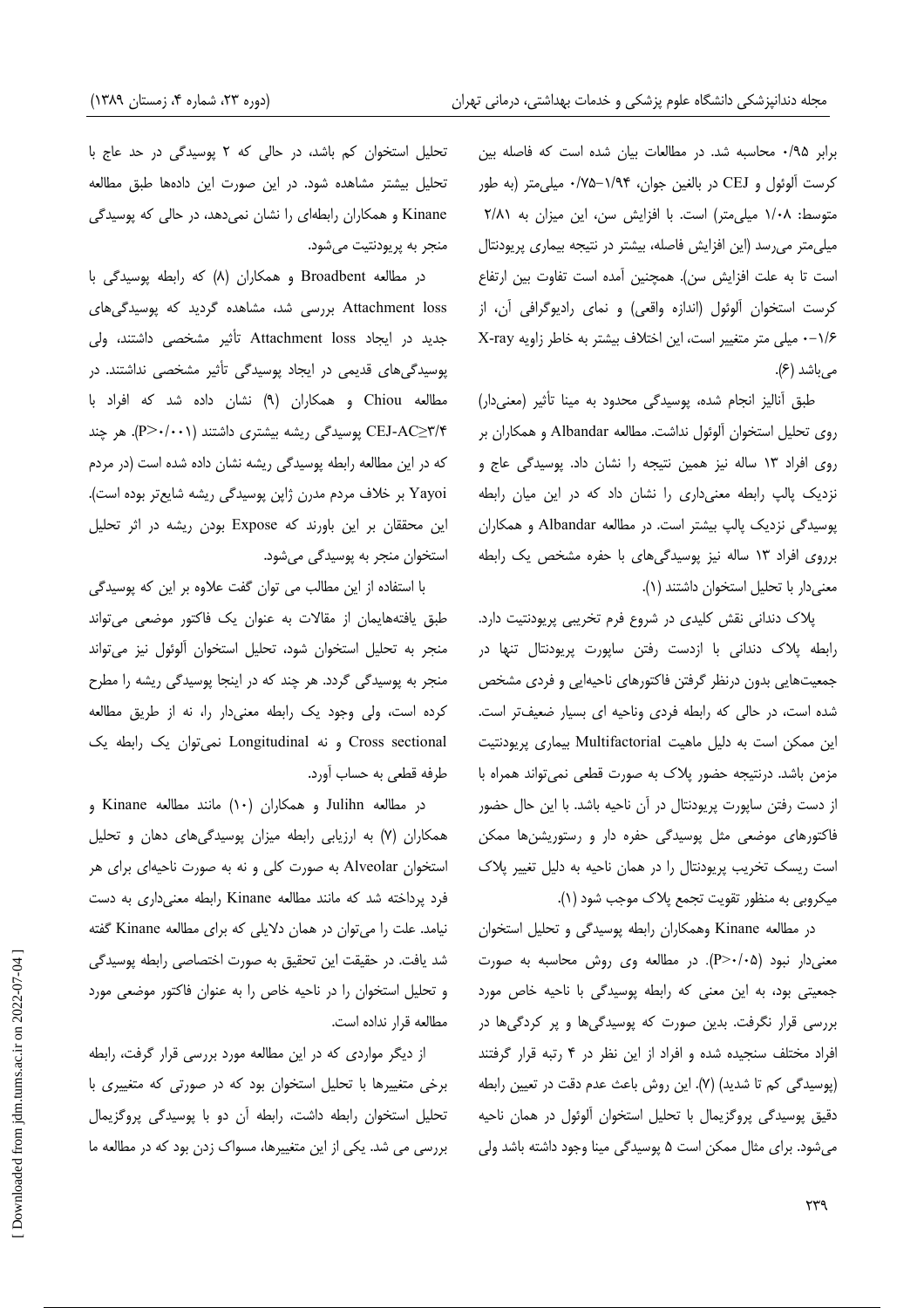برابر ۰/۹۵ محاسبه شد. در مطالعات بیان شده است که فاصله بین کرست آلوئول و CEJ در بالغین جوان، ۱/۹۴-۰/۷۵ میلی‌متر (به طور متوسط: ۱/۰۸ میلی‌متر) است. با افزایش سن، این میزان به ۲/۸۱ میلی‌متر می‌رسد (این افزایش فاصله، بیشتر در نتیجه بیماری پریودنتال است تا به علت افزایش سن). همچنین آمده است تفاوت بین ارتفاع کرست استخوان آلوئول (اندازه واقعی) و نمای رادیوگرافی آن، از ۱/۶-۰ میلی متر متغییر است، این اختلاف بیشتر به خاطر زاویه X-ray می‌باشد (۶).

طبق آنالیز انجام شده، پوسیدگی محدود به مینا تأثیر (معنی‌دار) روی تحلیل استخوان آلوئول نداشت. مطالعه Albandar و همکاران بر روی افراد ۱۳ ساله نیز همین نتیجه را نشان داد. پوسیدگی عاج و نزدیک پالپ رابطه معنی‌داری را نشان داد که در این میان رابطه پوسیدگی نزدیک پالپ بیشتر است. در مطالعه Albandar و همکاران برروی افراد ۱۳ ساله نیز پوسیدگی‌های با حفره مشخص یک رابطه معنی‌دار با تحلیل استخوان داشتند (۱).

پلاک دندانی نقش کلیدی در شروع فرم تخریبی پریودنتیت دارد. رابطه پلاک دندانی با ازدست رفتن ساپورت پریودنتال تنها در جمعیت‌هایی بدون درنظر گرفتن فاکتورهای ناحیه‌ایی و فردی مشخص شده است، در حالی که رابطه فردی وناحیه ای بسیار ضعیف‌تر است. این ممکن است به دلیل ماهیت Multifactorial بیماری پریودنتیت مزمن باشد. درنتیجه حضور پلاک به صورت قطعی نمی‌تواند همراه با از دست رفتن ساپورت پریودنتال در آن ناحیه باشد. با این حال حضور فاکتورهای موضعی مثل پوسیدگی حفره دار و رستوریشن‌ها ممکن است ریسک تخریب پریودنتال را در همان ناحیه به دلیل تغییر پلاک میکروبی به منظور تقویت تجمع پلاک موجب شود (۱).

در مطالعه Kinane وهمکاران رابطه پوسیدگی و تحلیل استخوان معنی‌دار نبود (P>۰/۰۵). در مطالعه وی روش محاسبه به صورت جمعیتی بود، به این معنی که رابطه پوسیدگی با ناحیه خاص مورد بررسی قرار نگرفت. بدین صورت که پوسیدگی‌ها و پر کردگی‌ها در افراد مختلف سنجیده شده و افراد از این نظر در ۴ رتبه قرار گرفتند (پوسیدگی کم تا شدید) (۷). این روش باعث عدم دقت در تعیین رابطه دقیق پوسیدگی پروگزیمال با تحلیل استخوان آلوئول در همان ناحیه می‌شود. برای مثال ممکن است ۵ پوسیدگی مینا وجود داشته باشد ولی تحلیل استخوان کم باشد، در حالی که ۲ پوسیدگی در حد عاج با تحلیل بیشتر مشاهده شود. در این صورت این داده‌ها طبق مطالعه Kinane و همکاران رابطه‌ای را نشان نمی‌دهد، در حالی که پوسیدگی منجر به پریودنتیت می‌شود.

در مطالعه Broadbent و همکاران (۸) که رابطه پوسیدگی با Attachment loss بررسی شد، مشاهده گردید که پوسیدگی‌های جدید در ایجاد Attachment loss تأثیر مشخصی داشتند، ولی پوسیدگی‌های قدیمی در ایجاد پوسیدگی تأثیر مشخصی نداشتند. در مطالعه Chiou و همکاران (۹) نشان داده شد که افراد با CEJ-AC≥۳/۴ پوسیدگی ریشه بیشتری داشتند (P>۰/۰۰۱). هر چند که در این مطالعه رابطه پوسیدگی ریشه نشان داده شده است (در مردم Yayoi بر خلاف مردم مدرن ژاپن پوسیدگی ریشه شایع‌تر بوده است). این محققان بر این باورند که Expose بودن ریشه در اثر تحلیل استخوان منجر به پوسیدگی می‌شود.

با استفاده از این مطالب می توان گفت علاوه بر این که پوسیدگی طبق یافته‌هایمان از مقالات به عنوان یک فاکتور موضعی می‌تواند منجر به تحلیل استخوان شود، تحلیل استخوان آلوئول نیز می‌تواند منجر به پوسیدگی گردد. هر چند که در اینجا پوسیدگی ریشه را مطرح کرده است، ولی وجود یک رابطه معنی‌دار را، نه از طریق مطالعه Cross sectional و نه Longitudinal نمی‌توان یک رابطه یک طرفه قطعی به حساب آورد.

در مطالعه Julihn و همکاران (۱۰) مانند مطالعه Kinane و همکاران (۷) به ارزیابی رابطه میزان پوسیدگی‌های دهان و تحلیل استخوان Alveolar به صورت کلی و نه به صورت ناحیه‌ای برای هر فرد پرداخته شد که مانند مطالعه Kinane رابطه معنی‌داری به دست نیامد. علت را می‌توان در همان دلایلی که برای مطالعه Kinane گفته شد یافت. در حقیقت این تحقیق به صورت اختصاصی رابطه پوسیدگی و تحلیل استخوان را در ناحیه خاص را به عنوان فاکتور موضعی مورد مطالعه قرار نداده است.

از دیگر مواردی که در این مطالعه مورد بررسی قرار گرفت، رابطه برخی متغیرها با تحلیل استخوان بود که در صورتی که متغییری با تحلیل استخوان رابطه داشت، رابطه آن دو با پوسیدگی پروگزیمال بررسی می شد. یکی از این متغییرها، مسواک زدن بود که در مطالعه ما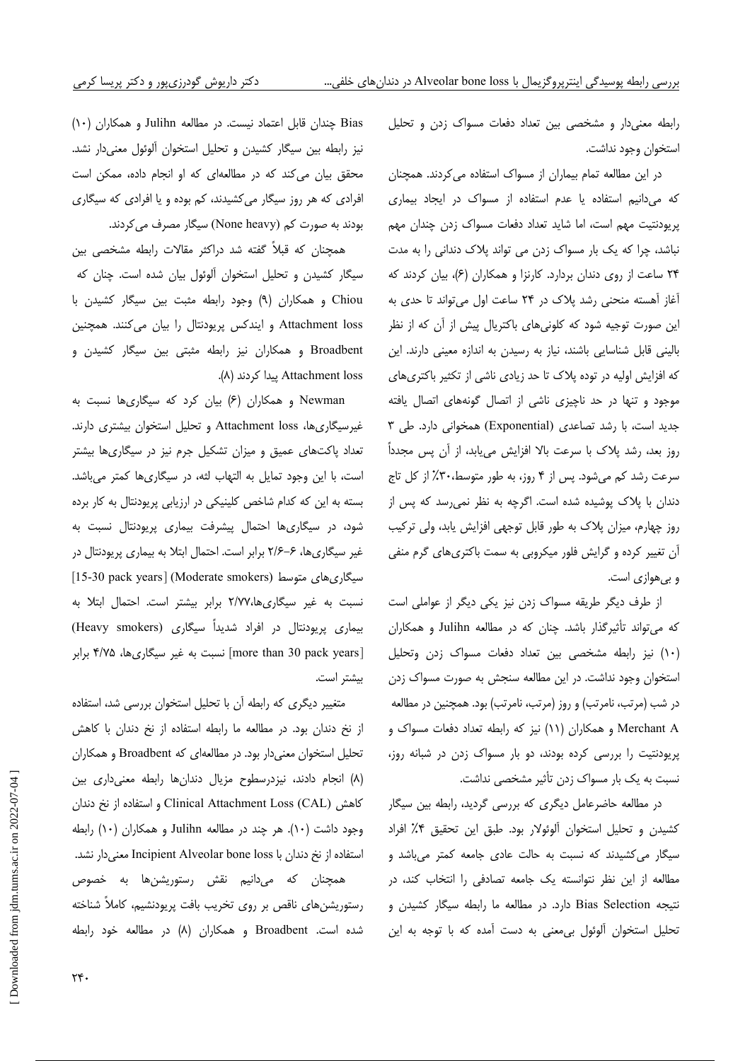رابطه معنی‌دار و مشخصی بین تعداد دفعات مسواک زدن و تحلیل استخوان وجود نداشت.

در این مطالعه تمام بیماران از مسواک استفاده می‌کردند. همچنان که می‌دانیم استفاده یا عدم استفاده از مسواک در ایجاد بیماری پریودنتیت مهم است، اما شاید تعداد دفعات مسواک زدن چندان مهم نباشد، چرا که یک بار مسواک زدن می تواند پلاک دندانی را به مدت ۲۴ ساعت از روی دندان بردارد. کارنزا و همکاران (۶)، بیان کردند که آغاز آهسته منحنی رشد پلاک در ۲۴ ساعت اول می‌تواند تا حدی به این صورت توجیه شود که کلونی‌های باکتریال پیش از آن که از نظر بالینی قابل شناسایی باشند، نیاز به رسیدن به اندازه معینی دارند. این که افزایش اولیه در توده پلاک تا حد زیادی ناشی از تکثیر باکتری‌های موجود و تنها در حد ناچیزی ناشی از اتصال گونه‌های اتصال یافته جدید است، با رشد تصاعدی (Exponential) همخوانی دارد. طی ۳ روز بعد، رشد پلاک با سرعت بالا افزایش می‌یابد، از آن پس مجدداً سرعت رشد کم می‌شود. پس از ۴ روز، به طور متوسط،۳۰٪ از کل تاج دندان با پلاک پوشیده شده است. اگرچه به نظر نمی‌رسد که پس از روز چهارم، میزان پلاک به طور قابل توجهی افزایش یابد، ولی ترکیب آن تغییر کرده و گرایش فلور میکروبی به سمت باکتری‌های گرم منفی و بی‌هوازی است.

از طرف دیگر طریقه مسواک زدن نیز یکی دیگر از عواملی است که می‌تواند تأثیرگذار باشد. چنان که در مطالعه Julihn و همکاران (۱۰) نیز رابطه مشخصی بین تعداد دفعات مسواک زدن وتحلیل استخوان وجود نداشت. در این مطالعه سنجش به صورت مسواک زدن در شب (مرتب، نامرتب) و روز (مرتب، نامرتب) بود. همچنین در مطالعه Merchant A و همکاران (۱۱) نیز که رابطه تعداد دفعات مسواک و پریودنتیت را بررسی کرده بودند، دو بار مسواک زدن در شبانه روز، نسبت به یک بار مسواک زدن تأثیر مشخصی نداشت.

در مطالعه حاضرعامل دیگری که بررسی گردید، رابطه بین سیگار کشیدن و تحلیل استخوان آلوئولار بود. طبق این تحقیق ۴٪ افراد سیگار می‌کشیدند که نسبت به حالت عادی جامعه کمتر می‌باشد و مطالعه از این نظر نتوانسته یک جامعه تصادفی را انتخاب کند، در نتیجه Bias Selection دارد. در مطالعه ما رابطه سیگار کشیدن و تحلیل استخوان آلوئول بی‌معنی به دست آمده که با توجه به این Bias چندان قابل اعتماد نیست. در مطالعه Julihn و همکاران (۱۰) نیز رابطه بین سیگار کشیدن و تحلیل استخوان آلوئل معنی‌دار نشد. محقق بیان می‌کند که در مطالعه‌ای که او انجام داده، ممکن است افرادی که هر روز سیگار می‌کشیدند، کم بوده و یا افرادی که سیگاری بودند به صورت کم (None heavy) سیگار مصرف می‌کردند.

همچنان که قبلاً گفته شد دراکثر مقالات رابطه مشخصی بین سیگار کشیدن و تحلیل استخوان آلوئول بیان شده است. چنان که Chiou و همکاران (۹) وجود رابطه مثبت بین سیگار کشیدن با Attachment loss و ایندکس پریودنتال را بیان می‌کنند. همچنین Broadbent و همکاران نیز رابطه مثبتی بین سیگار کشیدن و Attachment loss پیدا کردند (۸).

Newman و همکاران (۶) بیان کرد که سیگاری‌ها نسبت به غیرسیگاری‌ها، Attachment loss و تحلیل استخوان بیشتری دارند. تعداد پاکت‌های عمیق و میزان تشکیل جرم نیز در سیگاری‌ها بیشتر است، با این وجود تمایل به التهاب لثه، در سیگاری‌ها کمتر می‌باشد. بسته به این که کدام شاخص کلینیکی در ارزیابی پریودنتال به کار برده شود، در سیگاری‌ها احتمال پیشرفت بیماری پریودنتال نسبت به غیر سیگاری‌ها، ۶-۲/۶ برابر است. احتمال ابتلا به بیماری پریودنتال در سیگاری‌های متوسط (Moderate smokers) [15-30 pack years] نسبت به غیر سیگاری‌ها،۲/۷۷ برابر بیشتر است. احتمال ابتلا به بیماری پریودنتال در افراد شدیداً سیگاری (Heavy smokers) [more than 30 pack years] نسبت به غیر سیگاری‌ها، ۴/۷۵ برابر بیشتر است.

متغیر دیگری که رابطه آن با تحلیل استخوان بررسی شد، استفاده از نخ دندان بود. در مطالعه ما رابطه استفاده از نخ دندان با کاهش تحلیل استخوان معنی‌دار بود. در مطالعه‌ای که Broadbent و همکاران (۸) انجام دادند، نیزدرسطوح مزیال دندان‌ها رابطه معنی‌داری بین کاهش Clinical Attachment Loss (CAL) و استفاده از نخ دندان وجود داشت (۱۰). هر چند در مطالعه Julihn و همکاران (۱۰) رابطه استفاده از نخ دندان با Incipient Alveolar bone loss معنی‌دار نشد.

همچنان که می‌دانیم نقش رستوریشن‌ها به خصوص رستوریشن‌های ناقص بر روی تخریب بافت پریودنشیم، کاملاً شناخته شده است. Broadbent و همکاران (۸) در مطالعه خود رابطه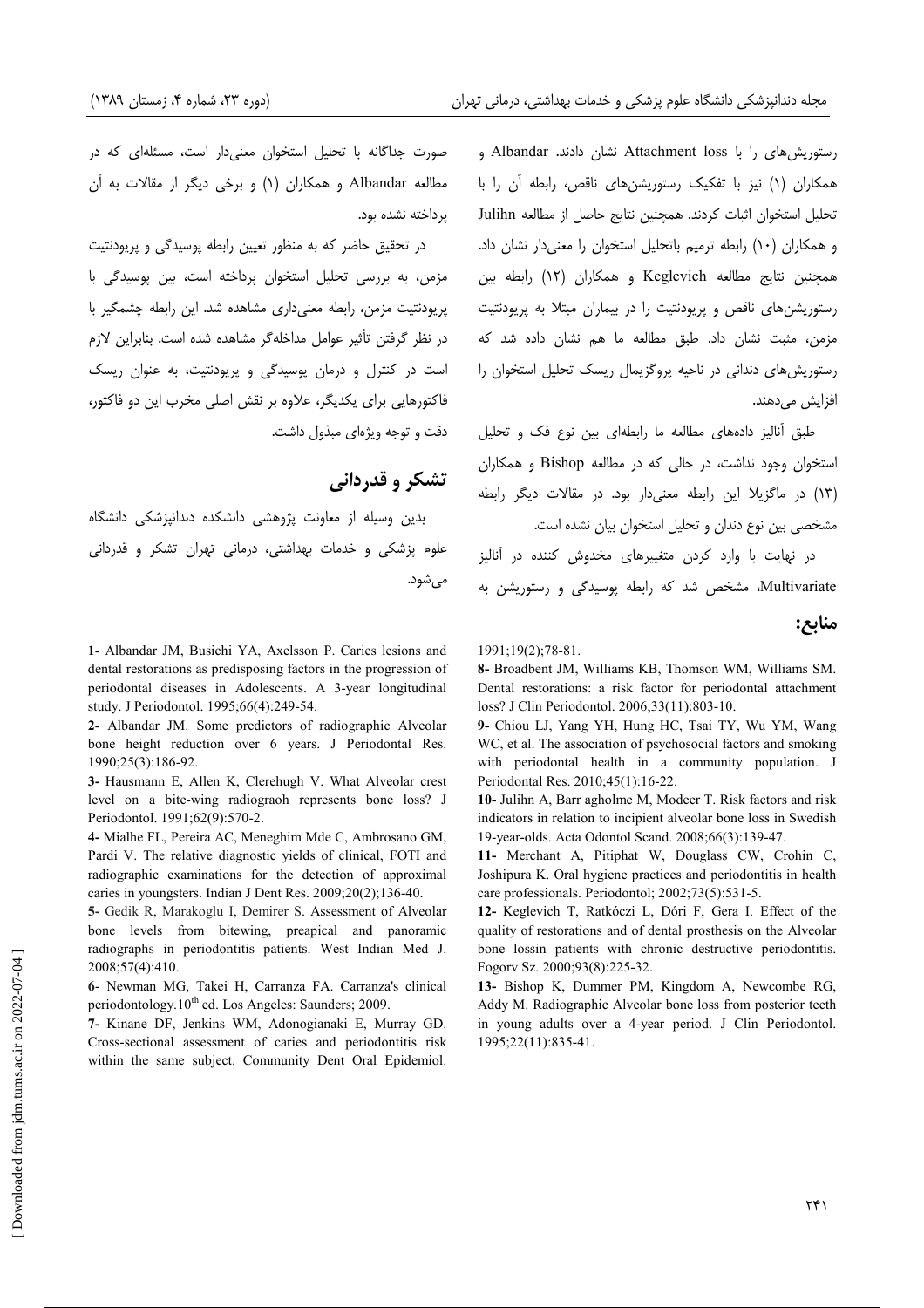رستوریشن‌های را با Attachment loss نشان دادند. Albandar و همکاران (۱) نیز با تفکیک رستوریشن‌های ناقص، رابطه آن را با تحلیل استخوان اثبات کردند. همچنین نتایج حاصل از مطالعه Julihn و همکاران (۱۰) رابطه ترمیم باتحلیل استخوان را معنی‌دار نشان داد. همچنین نتایج مطالعه Keglevich و همکاران (۱۲) رابطه بین رستوریشن‌های ناقص و پریودنتیت را در بیماران مبتلا به پریودنتیت مزمن، مثبت نشان داد. طبق مطالعه ما هم نشان داده شد که رستوریشن‌های دندانی در ناحیه پروگزیمال ریسک تحلیل استخوان را افزایش می‌دهند.

طبق آنالیز داده‌های مطالعه ما رابطه‌ای بین نوع فک و تحلیل استخوان وجود نداشت، در حالی که در مطالعه Bishop و همکاران (۱۳) در ماگزیلا این رابطه معنی‌دار بود. در مقالات دیگر رابطه مشخصی بین نوع دندان و تحلیل استخوان بیان نشده است.

در نهایت با وارد کردن متغییرهای مخدوش کننده در آنالیز Multivariate، مشخص شد که رابطه پوسیدگی و رستوریشن به صورت جداگانه با تحلیل استخوان معنی‌دار است، مسئله‌ای که در مطالعه Albandar و همکاران (۱) و برخی دیگر از مقالات به آن پرداخته نشده بود.

در تحقیق حاضر که به منظور تعیین رابطه پوسیدگی و پریودنتیت مزمن، به بررسی تحلیل استخوان پرداخته است، بین پوسیدگی با پریودنتیت مزمن، رابطه معنی‌داری مشاهده شد. این رابطه چشمگیر با در نظر گرفتن تأثیر عوامل مداخله‌گر مشاهده شده است. بنابراین لازم است در کنترل و درمان پوسیدگی و پریودنتیت، به عنوان ریسک فاکتورهایی برای یکدیگر، علاوه بر نقش اصلی مخرب این دو فاکتور، دقت و توجه ویژه‌ای مبذول داشت.

## تشکر و قدردانی

بدین وسیله از معاونت پژوهشی دانشکده دندانپزشکی دانشگاه علوم پزشکی و خدمات بهداشتی، درمانی تهران تشکر و قدردانی می‌شود.

## منابع:

1- Albandar JM, Busichi YA, Axelsson P. Caries lesions and dental restorations as predisposing factors in the progression of periodontal diseases in Adolescents. A 3-year longitudinal study. J Periodontol. 1995;66(4):249-54.

2- Albandar JM. Some predictors of radiographic Alveolar bone height reduction over 6 years. J Periodontal Res. 1990;25(3):186-92.

3- Hausmann E, Allen K, Clerehugh V. What Alveolar crest level on a bite-wing radiograoh represents bone loss? J Periodontol. 1991;62(9):570-2.

4- Mialhe FL, Pereira AC, Meneghim Mde C, Ambrosano GM, Pardi V. The relative diagnostic yields of clinical, FOTI and radiographic examinations for the detection of approximal caries in youngsters. Indian J Dent Res. 2009;20(2);136-40.

5- Gedik R, Marakoglu I, Demirer S. Assessment of Alveolar bone levels from bitewing, preapical and panoramic radiographs in periodontitis patients. West Indian Med J. 2008;57(4):410.

6- Newman MG, Takei H, Carranza FA. Carranza's clinical periodontology.10th ed. Los Angeles: Saunders; 2009.

7- Kinane DF, Jenkins WM, Adonogianaki E, Murray GD. Cross-sectional assessment of caries and periodontitis risk within the same subject. Community Dent Oral Epidemiol. 1991;19(2);78-81.

8- Broadbent JM, Williams KB, Thomson WM, Williams SM. Dental restorations: a risk factor for periodontal attachment loss? J Clin Periodontol. 2006;33(11):803-10.

9- Chiou LJ, Yang YH, Hung HC, Tsai TY, Wu YM, Wang WC, et al. The association of psychosocial factors and smoking with periodontal health in a community population. J Periodontal Res. 2010;45(1):16-22.

10- Julihn A, Barr agholme M, Modeer T. Risk factors and risk indicators in relation to incipient alveolar bone loss in Swedish 19-year-olds. Acta Odontol Scand. 2008;66(3):139-47.

11- Merchant A, Pitiphat W, Douglass CW, Crohin C, Joshipura K. Oral hygiene practices and periodontitis in health care professionals. Periodontol; 2002;73(5):531-5.

12- Keglevich T, Ratkóczi L, Dóri F, Gera I. Effect of the quality of restorations and of dental prosthesis on the Alveolar bone lossin patients with chronic destructive periodontitis. Fogorv Sz. 2000;93(8):225-32.

13- Bishop K, Dummer PM, Kingdom A, Newcombe RG, Addy M. Radiographic Alveolar bone loss from posterior teeth in young adults over a 4-year period. J Clin Periodontol. 1995;22(11):835-41.